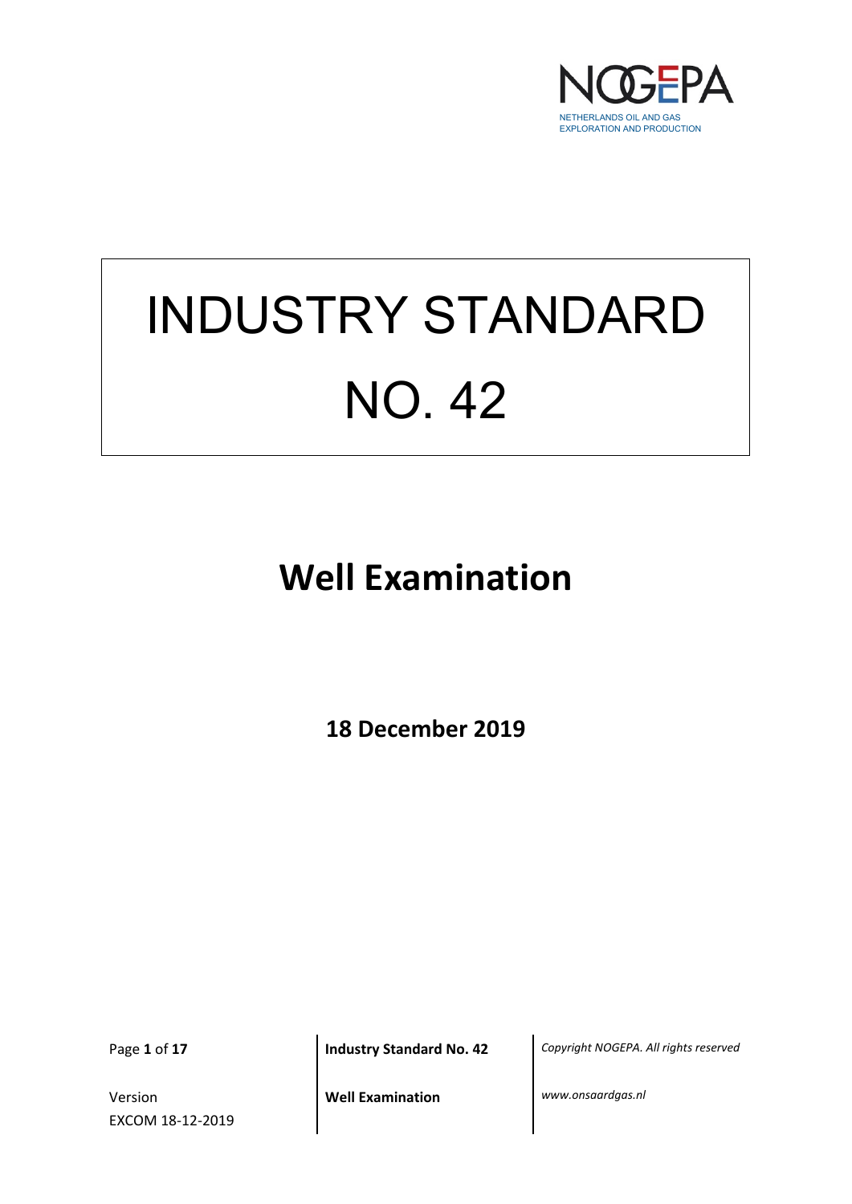NETHERLANDS OIL AND GAS EXPLORATION AND PRODUCTION

# INDUSTRY STANDARD NO. 42

## Well Examination

**18 December 2019**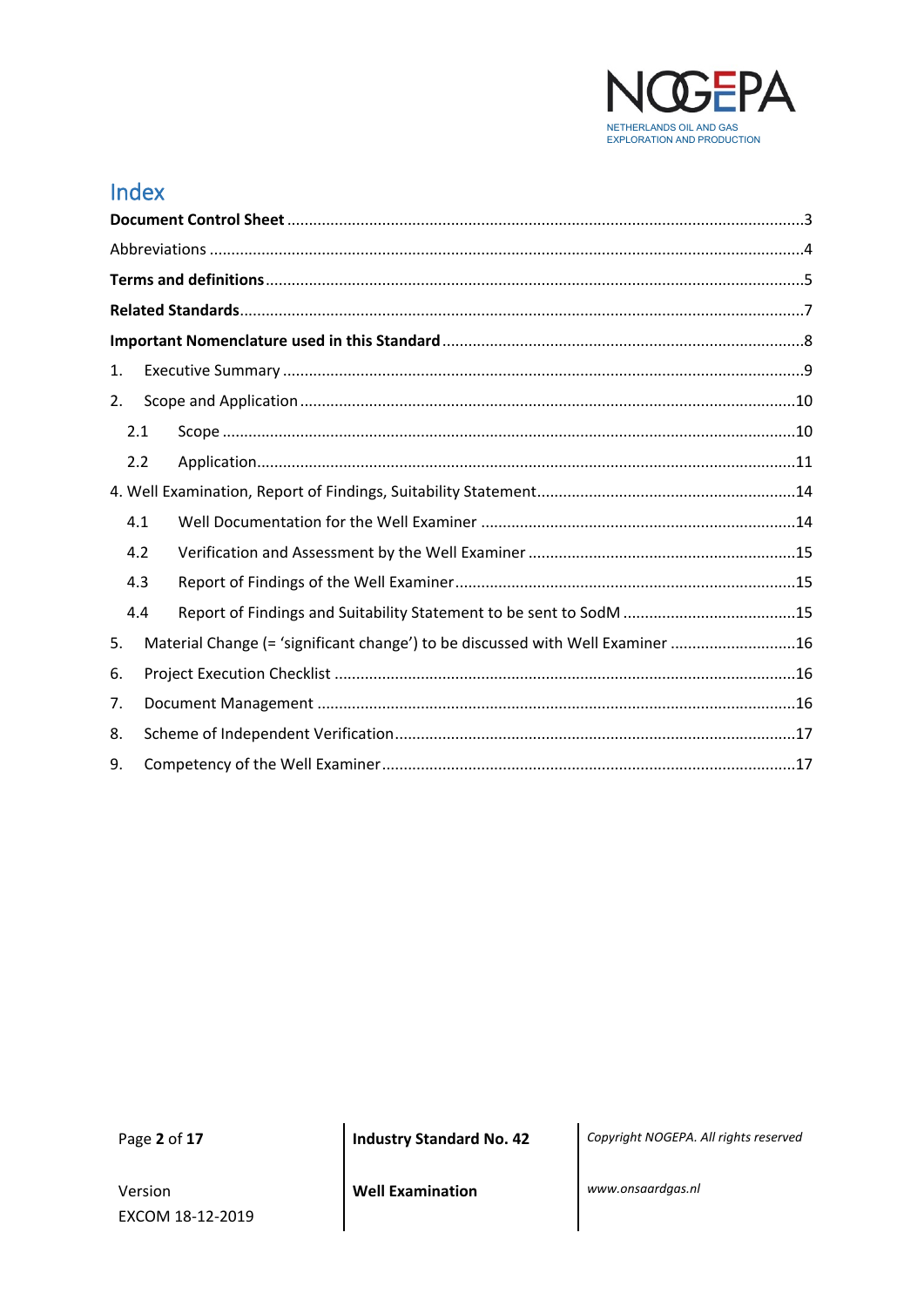# Index

**Document Control Sheet** ..... 3

Abbreviations ..... 4

**Terms and definitions** ..... 5

**Related Standards** ..... 7

**Important Nomenclature used in this Standard** ..... 8

1. Executive Summary ..... 9
2. Scope and Application ..... 10
   - 2.1 Scope ..... 10
   - 2.2 Application ..... 11

4. Well Examination, Report of Findings, Suitability Statement ..... 14
   - 4.1 Well Documentation for the Well Examiner ..... 14
   - 4.2 Verification and Assessment by the Well Examiner ..... 15
   - 4.3 Report of Findings of the Well Examiner ..... 15
   - 4.4 Report of Findings and Suitability Statement to be sent to SodM ..... 15

5. Material Change (= 'significant change') to be discussed with Well Examiner ..... 16
6. Project Execution Checklist ..... 16
7. Document Management ..... 16
8. Scheme of Independent Verification ..... 17
9. Competency of the Well Examiner ..... 17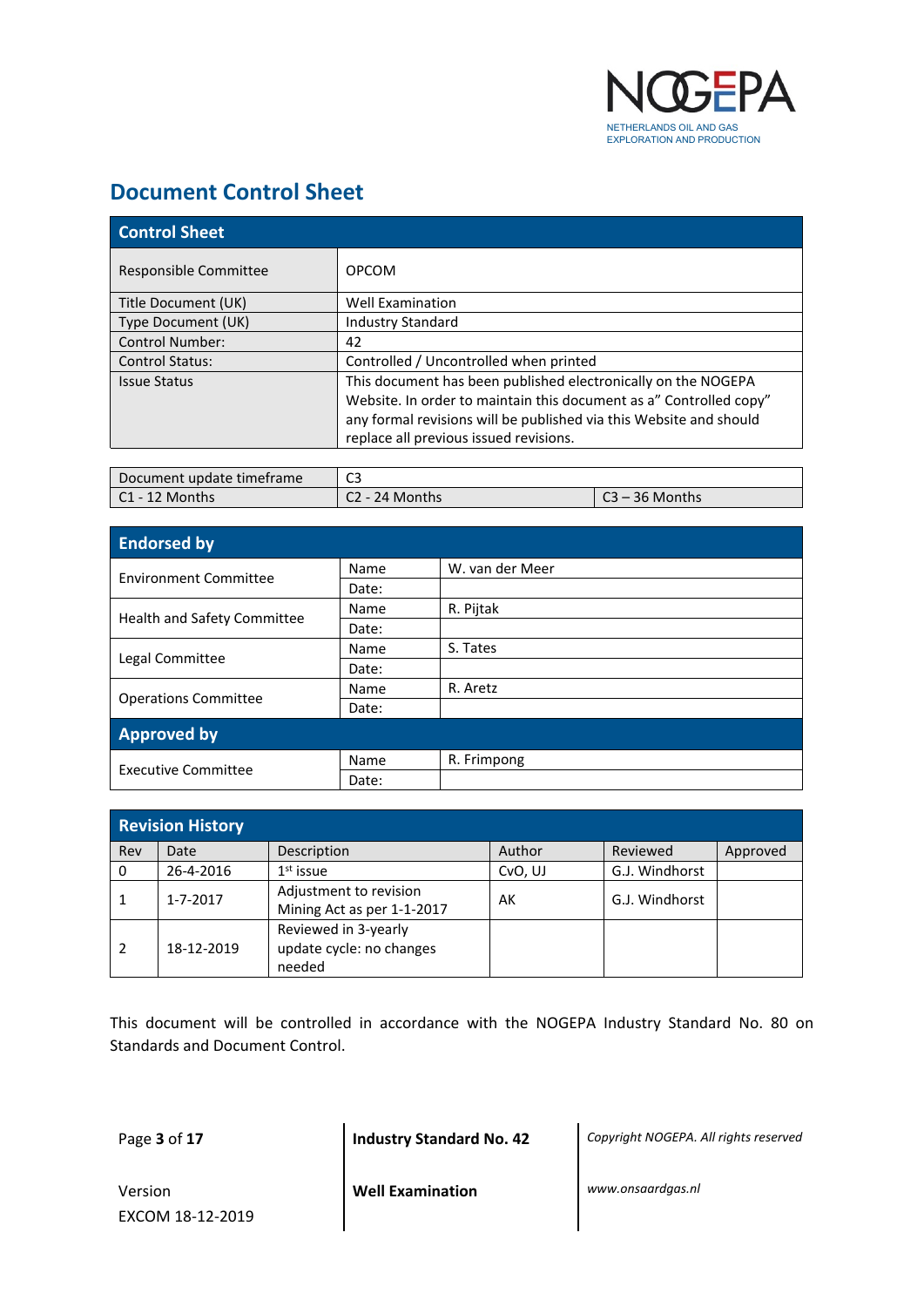# Document Control Sheet

| Control Sheet | |
|---|---|
| Responsible Committee | OPCOM |
| Title Document (UK) | Well Examination |
| Type Document (UK) | Industry Standard |
| Control Number: | 42 |
| Control Status: | Controlled / Uncontrolled when printed |
| Issue Status | This document has been published electronically on the NOGEPA Website. In order to maintain this document as a" Controlled copy" any formal revisions will be published via this Website and should replace all previous issued revisions. |

| Document update timeframe | C3 | |
|---|---|---|
| C1 - 12 Months | C2 - 24 Months | C3 – 36 Months |

| Endorsed by | | |
|---|---|---|
| Environment Committee | Name | W. van der Meer |
| | Date: | |
| Health and Safety Committee | Name | R. Pijtak |
| | Date: | |
| Legal Committee | Name | S. Tates |
| | Date: | |
| Operations Committee | Name | R. Aretz |
| | Date: | |
| **Approved by** | | |
| Executive Committee | Name | R. Frimpong |
| | Date: | |

**Revision History**

| Rev | Date | Description | Author | Reviewed | Approved |
|---|---|---|---|---|---|
| 0 | 26-4-2016 | 1st issue | CvO, UJ | G.J. Windhorst | |
| 1 | 1-7-2017 | Adjustment to revision Mining Act as per 1-1-2017 | AK | G.J. Windhorst | |
| 2 | 18-12-2019 | Reviewed in 3-yearly update cycle: no changes needed | | | |

This document will be controlled in accordance with the NOGEPA Industry Standard No. 80 on Standards and Document Control.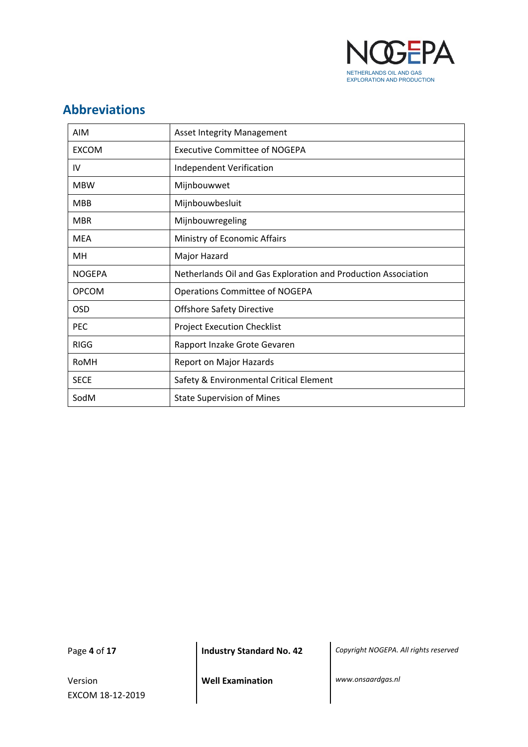## Abbreviations

| | |
|---|---|
| AIM | Asset Integrity Management |
| EXCOM | Executive Committee of NOGEPA |
| IV | Independent Verification |
| MBW | Mijnbouwwet |
| MBB | Mijnbouwbesluit |
| MBR | Mijnbouwregeling |
| MEA | Ministry of Economic Affairs |
| MH | Major Hazard |
| NOGEPA | Netherlands Oil and Gas Exploration and Production Association |
| OPCOM | Operations Committee of NOGEPA |
| OSD | Offshore Safety Directive |
| PEC | Project Execution Checklist |
| RIGG | Rapport Inzake Grote Gevaren |
| RoMH | Report on Major Hazards |
| SECE | Safety & Environmental Critical Element |
| SodM | State Supervision of Mines |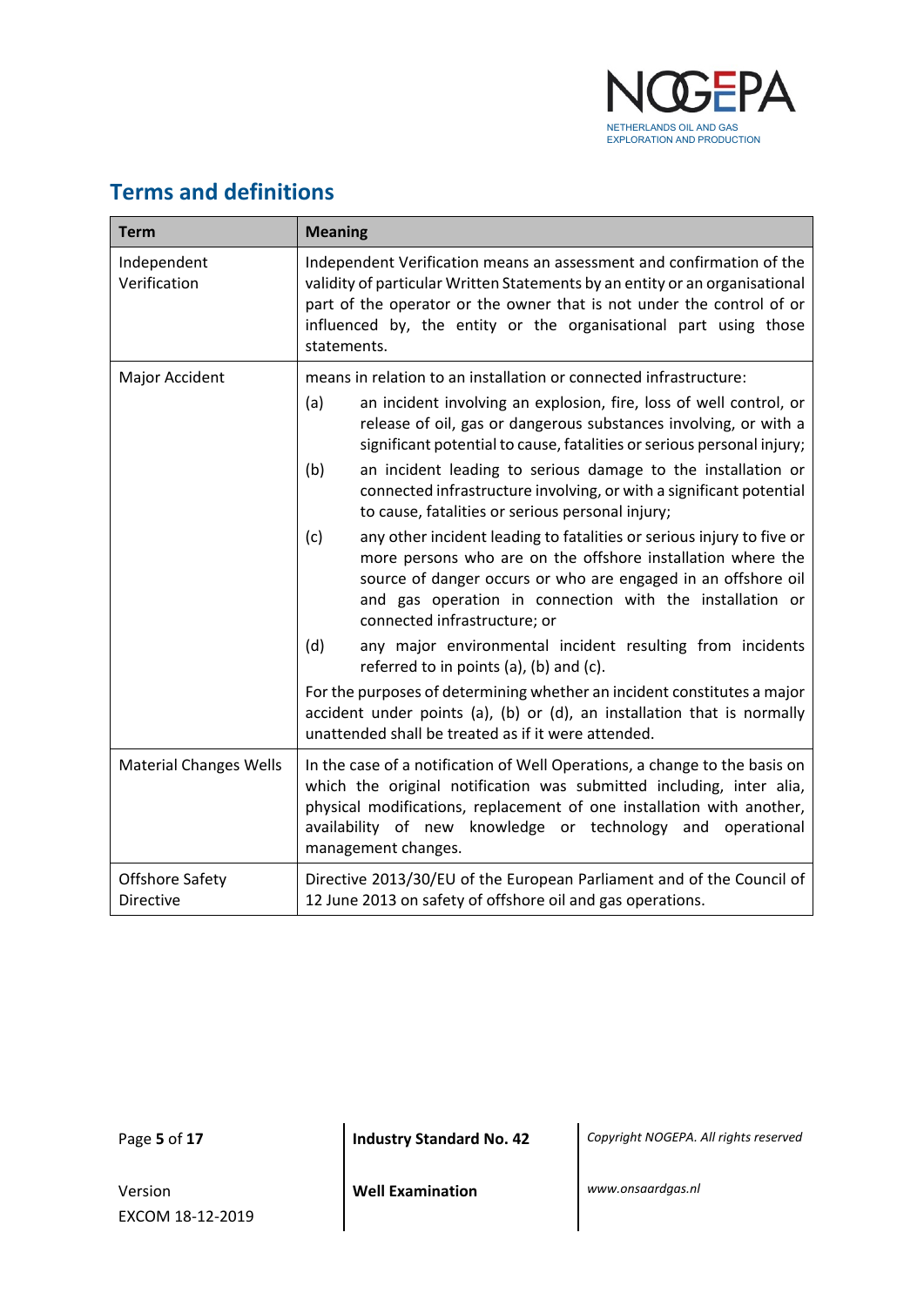## Terms and definitions

| Term | Meaning |
|---|---|
| Independent Verification | Independent Verification means an assessment and confirmation of the validity of particular Written Statements by an entity or an organisational part of the operator or the owner that is not under the control of or influenced by, the entity or the organisational part using those statements. |
| Major Accident | means in relation to an installation or connected infrastructure:<br>(a) an incident involving an explosion, fire, loss of well control, or release of oil, gas or dangerous substances involving, or with a significant potential to cause, fatalities or serious personal injury;<br>(b) an incident leading to serious damage to the installation or connected infrastructure involving, or with a significant potential to cause, fatalities or serious personal injury;<br>(c) any other incident leading to fatalities or serious injury to five or more persons who are on the offshore installation where the source of danger occurs or who are engaged in an offshore oil and gas operation in connection with the installation or connected infrastructure; or<br>(d) any major environmental incident resulting from incidents referred to in points (a), (b) and (c).<br>For the purposes of determining whether an incident constitutes a major accident under points (a), (b) or (d), an installation that is normally unattended shall be treated as if it were attended. |
| Material Changes Wells | In the case of a notification of Well Operations, a change to the basis on which the original notification was submitted including, inter alia, physical modifications, replacement of one installation with another, availability of new knowledge or technology and operational management changes. |
| Offshore Safety Directive | Directive 2013/30/EU of the European Parliament and of the Council of 12 June 2013 on safety of offshore oil and gas operations. |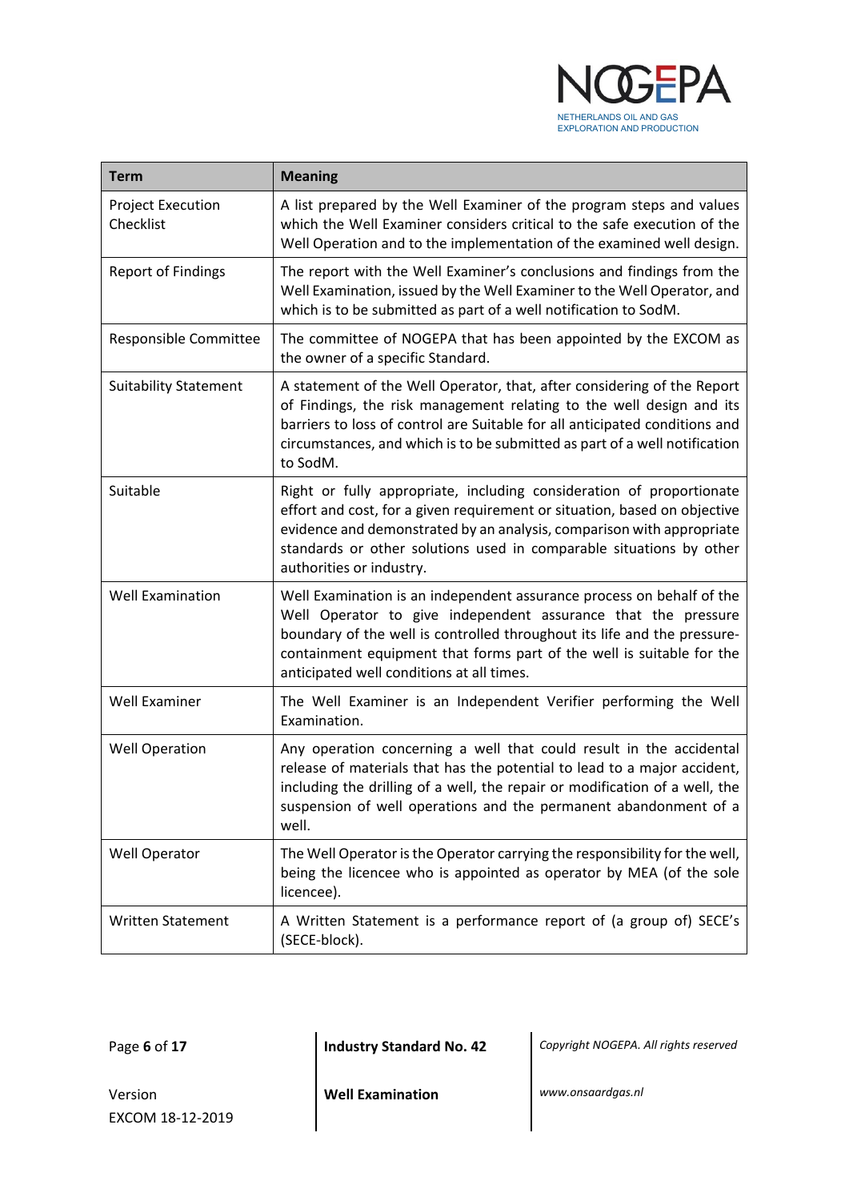| Term | Meaning |
|---|---|
| Project Execution Checklist | A list prepared by the Well Examiner of the program steps and values which the Well Examiner considers critical to the safe execution of the Well Operation and to the implementation of the examined well design. |
| Report of Findings | The report with the Well Examiner's conclusions and findings from the Well Examination, issued by the Well Examiner to the Well Operator, and which is to be submitted as part of a well notification to SodM. |
| Responsible Committee | The committee of NOGEPA that has been appointed by the EXCOM as the owner of a specific Standard. |
| Suitability Statement | A statement of the Well Operator, that, after considering of the Report of Findings, the risk management relating to the well design and its barriers to loss of control are Suitable for all anticipated conditions and circumstances, and which is to be submitted as part of a well notification to SodM. |
| Suitable | Right or fully appropriate, including consideration of proportionate effort and cost, for a given requirement or situation, based on objective evidence and demonstrated by an analysis, comparison with appropriate standards or other solutions used in comparable situations by other authorities or industry. |
| Well Examination | Well Examination is an independent assurance process on behalf of the Well Operator to give independent assurance that the pressure boundary of the well is controlled throughout its life and the pressure-containment equipment that forms part of the well is suitable for the anticipated well conditions at all times. |
| Well Examiner | The Well Examiner is an Independent Verifier performing the Well Examination. |
| Well Operation | Any operation concerning a well that could result in the accidental release of materials that has the potential to lead to a major accident, including the drilling of a well, the repair or modification of a well, the suspension of well operations and the permanent abandonment of a well. |
| Well Operator | The Well Operator is the Operator carrying the responsibility for the well, being the licencee who is appointed as operator by MEA (of the sole licencee). |
| Written Statement | A Written Statement is a performance report of (a group of) SECE's (SECE-block). |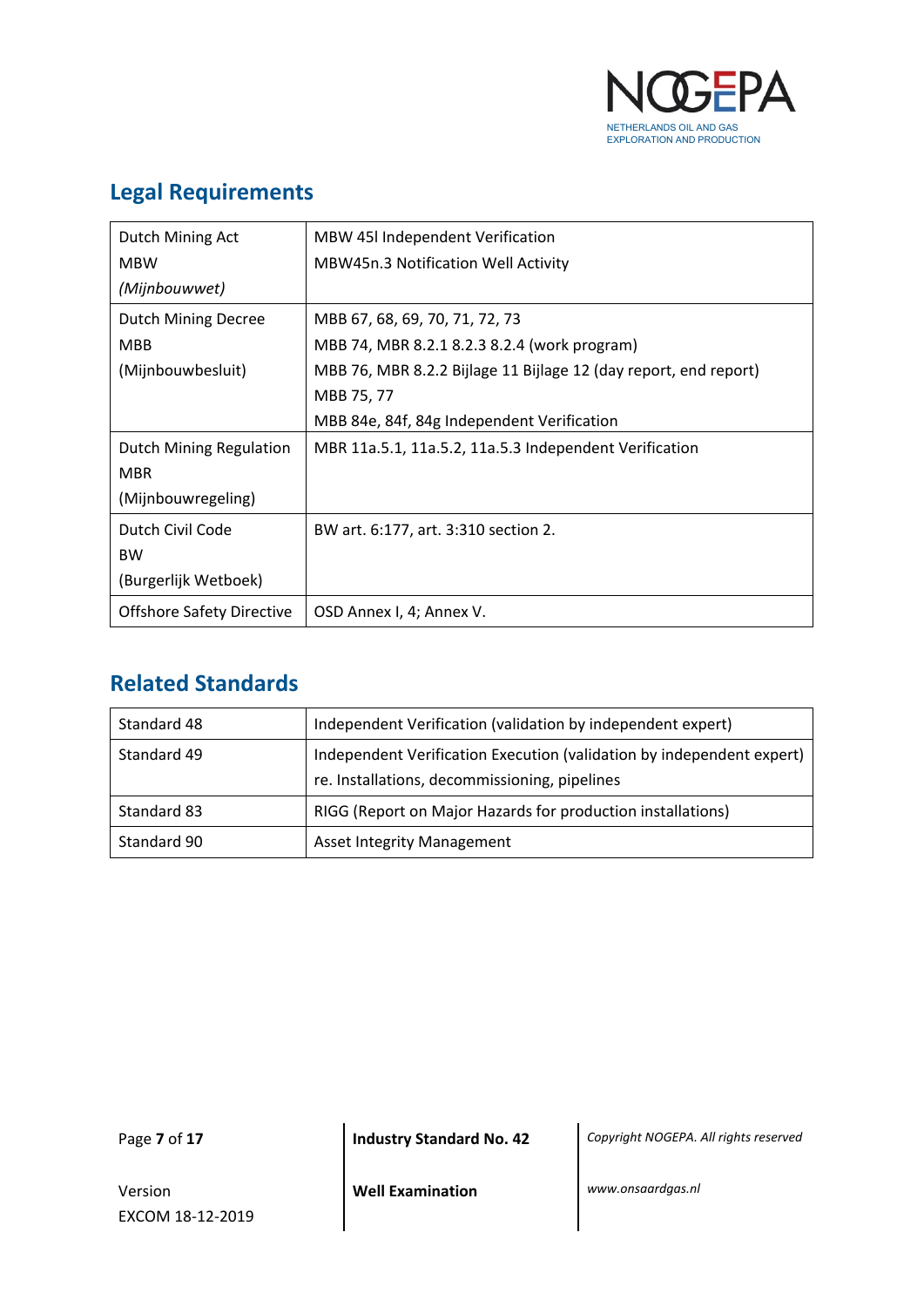## Legal Requirements

| | |
|---|---|
| Dutch Mining Act<br>MBW<br>*(Mijnbouwwet)* | MBW 45l Independent Verification<br>MBW45n.3 Notification Well Activity |
| Dutch Mining Decree<br>MBB<br>(Mijnbouwbesluit) | MBB 67, 68, 69, 70, 71, 72, 73<br>MBB 74, MBR 8.2.1 8.2.3 8.2.4 (work program)<br>MBB 76, MBR 8.2.2 Bijlage 11 Bijlage 12 (day report, end report)<br>MBB 75, 77<br>MBB 84e, 84f, 84g Independent Verification |
| Dutch Mining Regulation<br>MBR<br>(Mijnbouwregeling) | MBR 11a.5.1, 11a.5.2, 11a.5.3 Independent Verification |
| Dutch Civil Code<br>BW<br>(Burgerlijk Wetboek) | BW art. 6:177, art. 3:310 section 2. |
| Offshore Safety Directive | OSD Annex I, 4; Annex V. |

## Related Standards

| | |
|---|---|
| Standard 48 | Independent Verification (validation by independent expert) |
| Standard 49 | Independent Verification Execution (validation by independent expert) re. Installations, decommissioning, pipelines |
| Standard 83 | RIGG (Report on Major Hazards for production installations) |
| Standard 90 | Asset Integrity Management |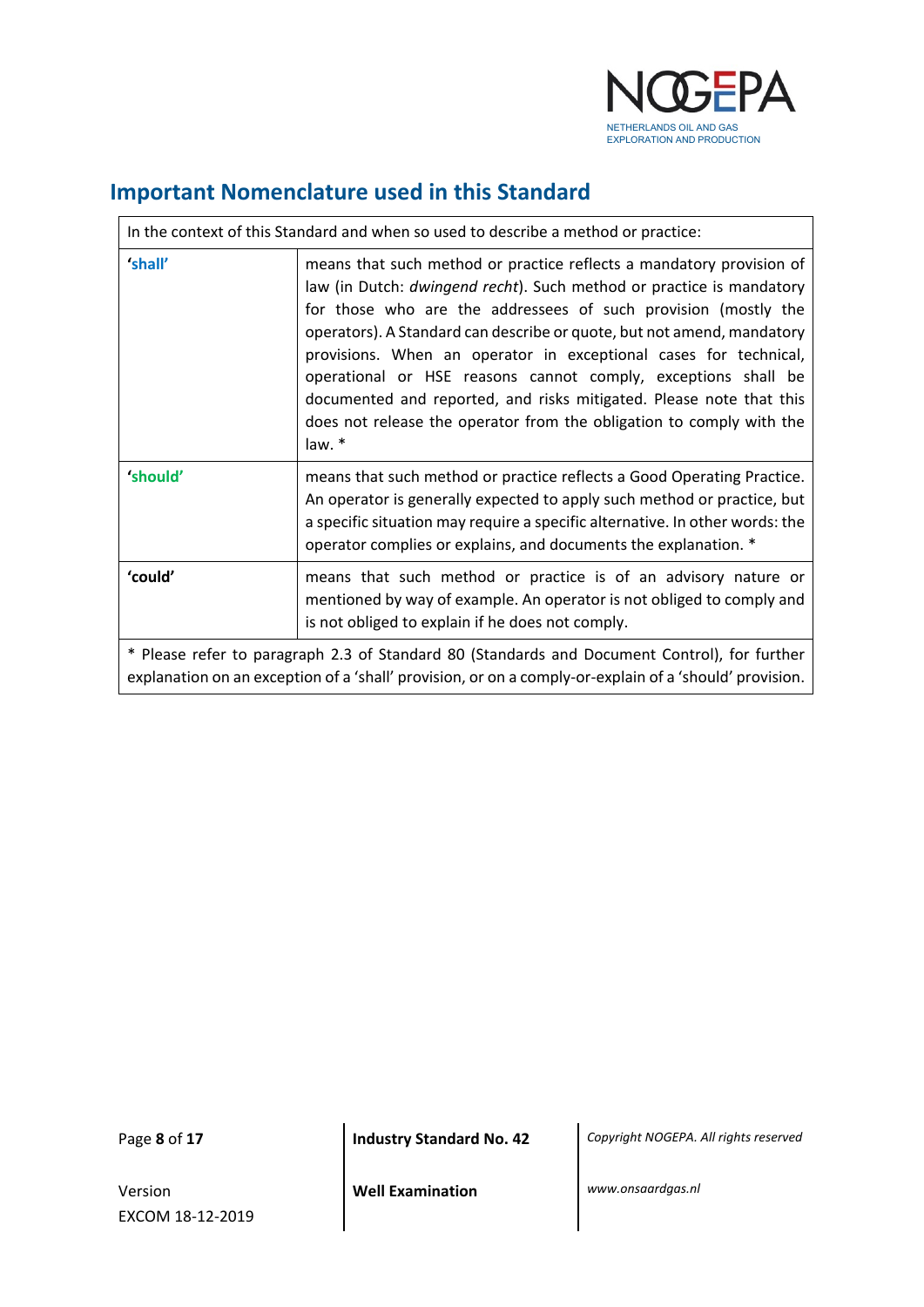## Important Nomenclature used in this Standard

| In the context of this Standard and when so used to describe a method or practice: | |
|---|---|
| **'shall'** | means that such method or practice reflects a mandatory provision of law (in Dutch: *dwingend recht*). Such method or practice is mandatory for those who are the addressees of such provision (mostly the operators). A Standard can describe or quote, but not amend, mandatory provisions. When an operator in exceptional cases for technical, operational or HSE reasons cannot comply, exceptions shall be documented and reported, and risks mitigated. Please note that this does not release the operator from the obligation to comply with the law. * |
| **'should'** | means that such method or practice reflects a Good Operating Practice. An operator is generally expected to apply such method or practice, but a specific situation may require a specific alternative. In other words: the operator complies or explains, and documents the explanation. * |
| **'could'** | means that such method or practice is of an advisory nature or mentioned by way of example. An operator is not obliged to comply and is not obliged to explain if he does not comply. |
| * Please refer to paragraph 2.3 of Standard 80 (Standards and Document Control), for further explanation on an exception of a 'shall' provision, or on a comply-or-explain of a 'should' provision. | |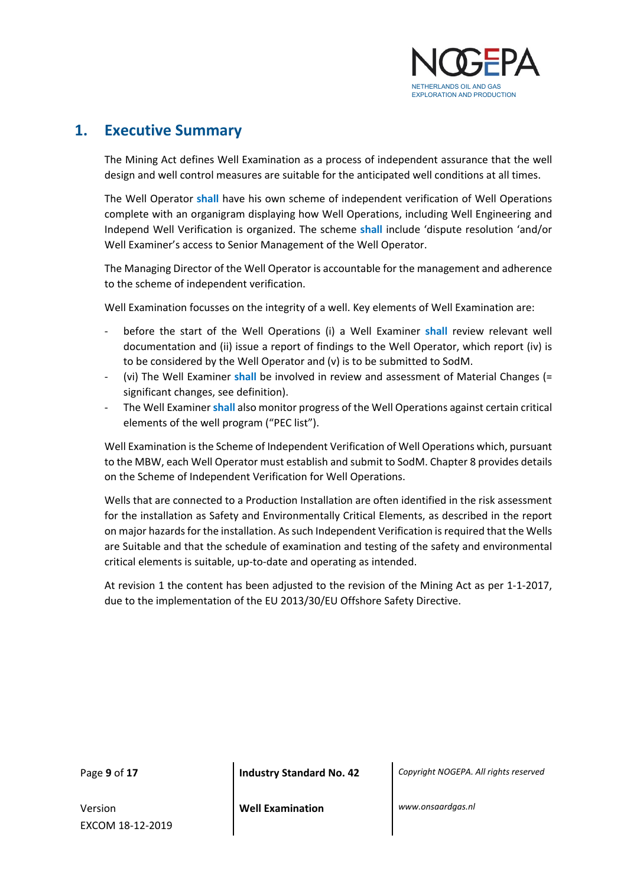# 1. Executive Summary

The Mining Act defines Well Examination as a process of independent assurance that the well design and well control measures are suitable for the anticipated well conditions at all times.

The Well Operator **shall** have his own scheme of independent verification of Well Operations complete with an organigram displaying how Well Operations, including Well Engineering and Independ Well Verification is organized. The scheme **shall** include 'dispute resolution 'and/or Well Examiner's access to Senior Management of the Well Operator.

The Managing Director of the Well Operator is accountable for the management and adherence to the scheme of independent verification.

Well Examination focusses on the integrity of a well. Key elements of Well Examination are:

- before the start of the Well Operations (i) a Well Examiner **shall** review relevant well documentation and (ii) issue a report of findings to the Well Operator, which report (iv) is to be considered by the Well Operator and (v) is to be submitted to SodM.
- (vi) The Well Examiner **shall** be involved in review and assessment of Material Changes (= significant changes, see definition).
- The Well Examiner **shall** also monitor progress of the Well Operations against certain critical elements of the well program ("PEC list").

Well Examination is the Scheme of Independent Verification of Well Operations which, pursuant to the MBW, each Well Operator must establish and submit to SodM. Chapter 8 provides details on the Scheme of Independent Verification for Well Operations.

Wells that are connected to a Production Installation are often identified in the risk assessment for the installation as Safety and Environmentally Critical Elements, as described in the report on major hazards for the installation. As such Independent Verification is required that the Wells are Suitable and that the schedule of examination and testing of the safety and environmental critical elements is suitable, up-to-date and operating as intended.

At revision 1 the content has been adjusted to the revision of the Mining Act as per 1-1-2017, due to the implementation of the EU 2013/30/EU Offshore Safety Directive.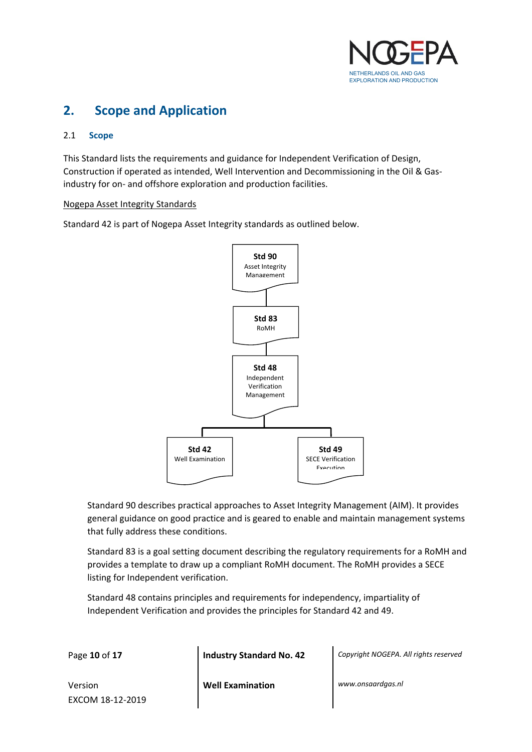## 2. Scope and Application

### 2.1 Scope

This Standard lists the requirements and guidance for Independent Verification of Design, Construction if operated as intended, Well Intervention and Decommissioning in the Oil & Gas-industry for on- and offshore exploration and production facilities.

Nogepa Asset Integrity Standards

Standard 42 is part of Nogepa Asset Integrity standards as outlined below.

**Std 90**
Asset Integrity Management

**Std 83**
RoMH

**Std 48**
Independent Verification Management

**Std 42**
Well Examination

**Std 49**
SECE Verification Execution

Standard 90 describes practical approaches to Asset Integrity Management (AIM). It provides general guidance on good practice and is geared to enable and maintain management systems that fully address these conditions.

Standard 83 is a goal setting document describing the regulatory requirements for a RoMH and provides a template to draw up a compliant RoMH document. The RoMH provides a SECE listing for Independent verification.

Standard 48 contains principles and requirements for independency, impartiality of Independent Verification and provides the principles for Standard 42 and 49.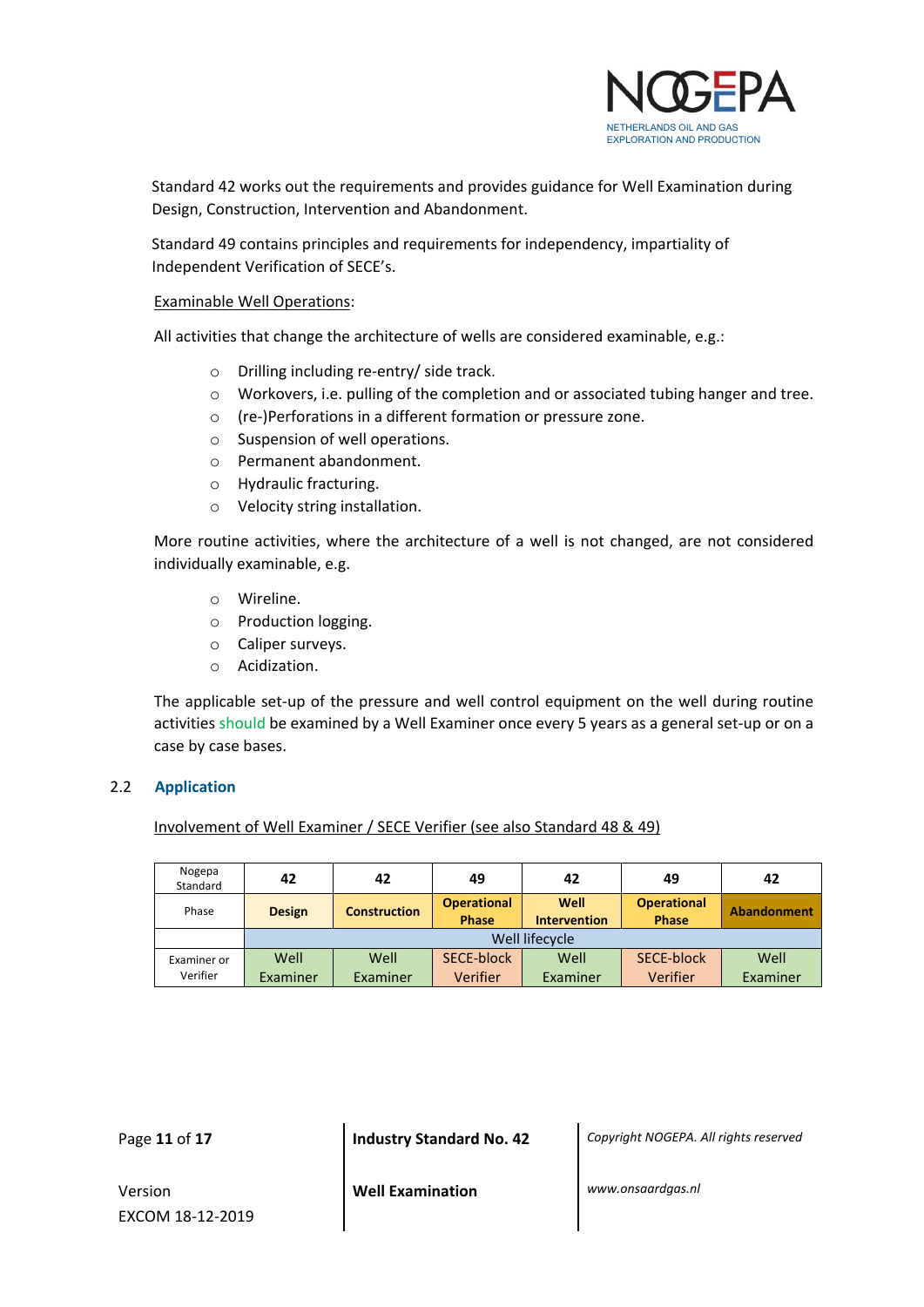Standard 42 works out the requirements and provides guidance for Well Examination during Design, Construction, Intervention and Abandonment.

Standard 49 contains principles and requirements for independency, impartiality of Independent Verification of SECE's.

Examinable Well Operations:

All activities that change the architecture of wells are considered examinable, e.g.:

- Drilling including re-entry/ side track.
- Workovers, i.e. pulling of the completion and or associated tubing hanger and tree.
- (re-)Perforations in a different formation or pressure zone.
- Suspension of well operations.
- Permanent abandonment.
- Hydraulic fracturing.
- Velocity string installation.

More routine activities, where the architecture of a well is not changed, are not considered individually examinable, e.g.

- Wireline.
- Production logging.
- Caliper surveys.
- Acidization.

The applicable set-up of the pressure and well control equipment on the well during routine activities should be examined by a Well Examiner once every 5 years as a general set-up or on a case by case bases.

## 2.2 Application

Involvement of Well Examiner / SECE Verifier (see also Standard 48 & 49)

| Nogepa Standard | 42 | 42 | 49 | 42 | 49 | 42 |
|---|---|---|---|---|---|---|
| Phase | **Design** | **Construction** | **Operational Phase** | **Well Intervention** | **Operational Phase** | **Abandonment** |
| | Well lifecycle | | | | | |
| Examiner or Verifier | Well Examiner | Well Examiner | SECE-block Verifier | Well Examiner | SECE-block Verifier | Well Examiner |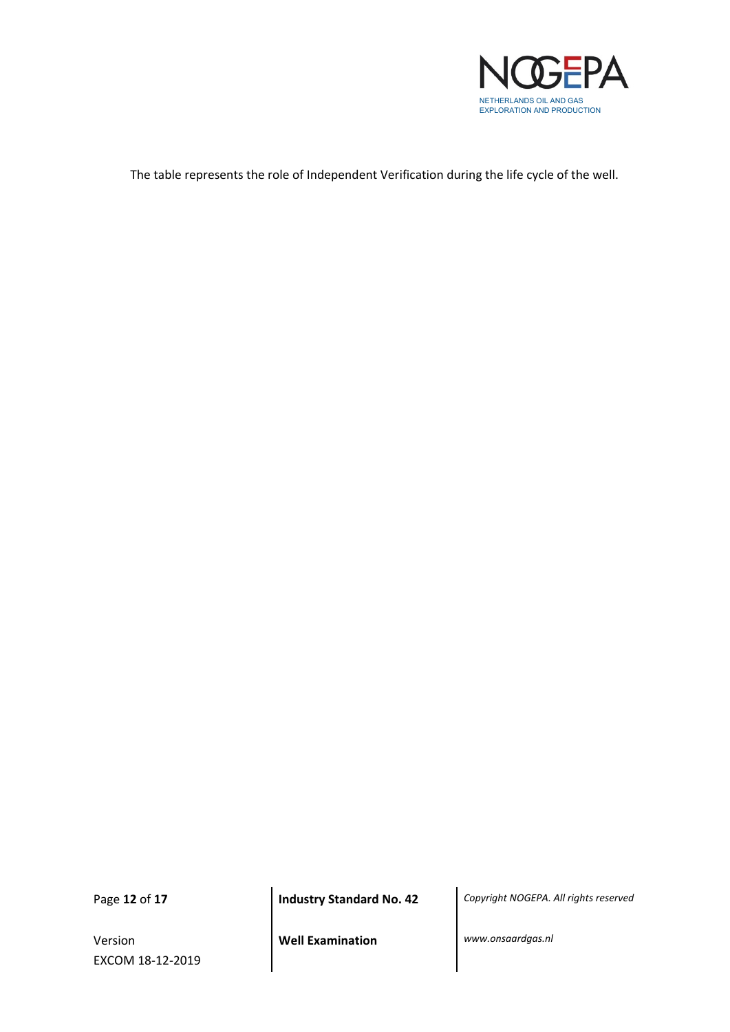The table represents the role of Independent Verification during the life cycle of the well.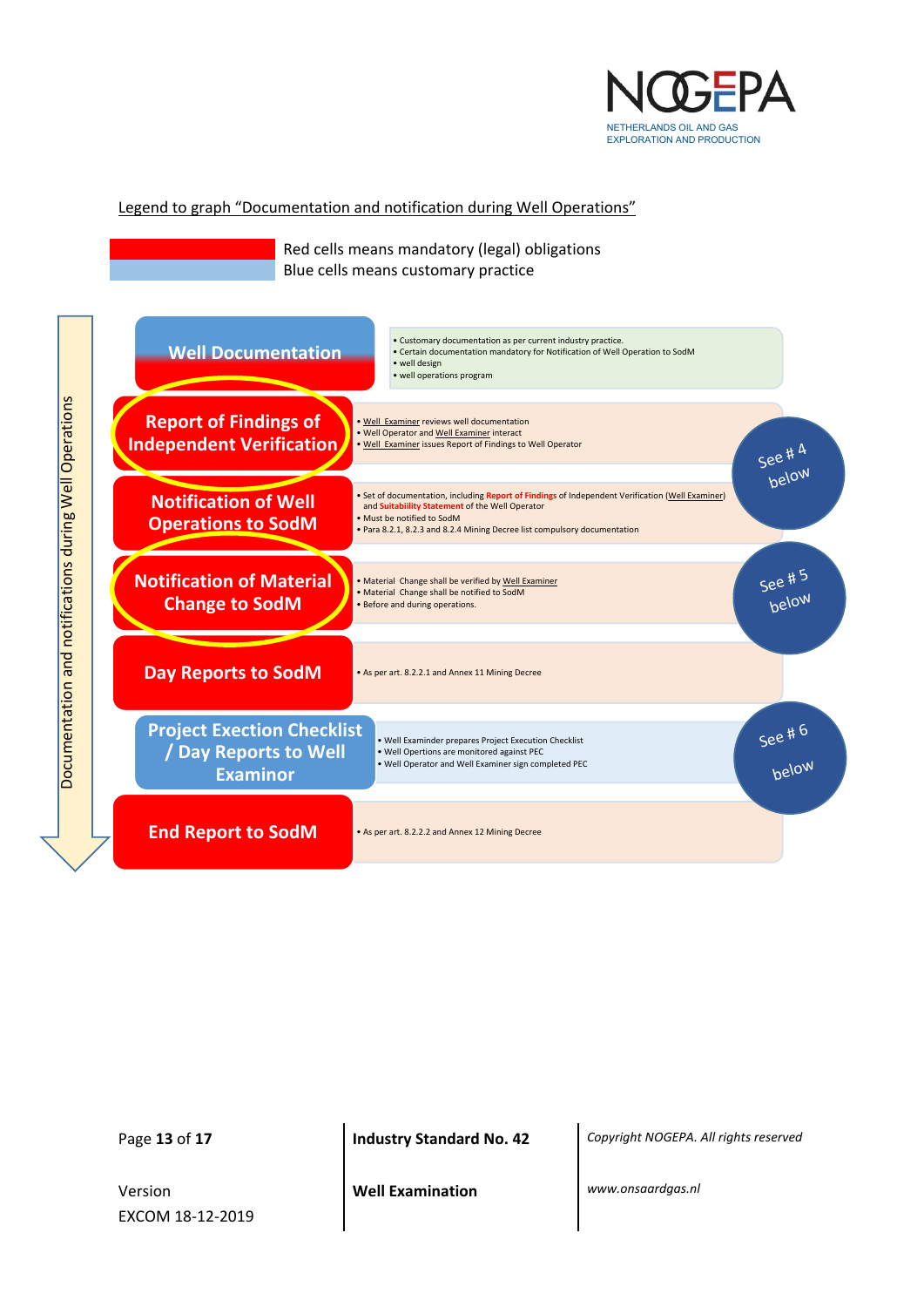Legend to graph "Documentation and notification during Well Operations"

Red cells means mandatory (legal) obligations
Blue cells means customary practice

Documentation and notifications during Well Operations

| Step | Description | |
|---|---|---|
| **Well Documentation** | • Customary documentation as per current industry practice.<br>• Certain documentation mandatory for Notification of Well Operation to SodM<br>• well design<br>• well operations program | |
| **Report of Findings of Independent Verification** | • Well Examiner reviews well documentation<br>• Well Operator and Well Examiner interact<br>• Well Examiner issues Report of Findings to Well Operator | See # 4 below |
| **Notification of Well Operations to SodM** | • Set of documentation, including Report of Findings of Independent Verification (Well Examiner) and Suitability Statement of the Well Operator<br>• Must be notified to SodM<br>• Para 8.2.1, 8.2.3 and 8.2.4 Mining Decree list compulsory documentation | |
| **Notification of Material Change to SodM** | • Material Change shall be verified by Well Examiner<br>• Material Change shall be notified to SodM<br>• Before and during operations. | See # 5 below |
| **Day Reports to SodM** | • As per art. 8.2.2.1 and Annex 11 Mining Decree | |
| **Project Exection Checklist / Day Reports to Well Examinor** | • Well Examinder prepares Project Execution Checklist<br>• Well Opertions are monitored against PEC<br>• Well Operator and Well Examiner sign completed PEC | See # 6 below |
| **End Report to SodM** | • As per art. 8.2.2.2 and Annex 12 Mining Decree | |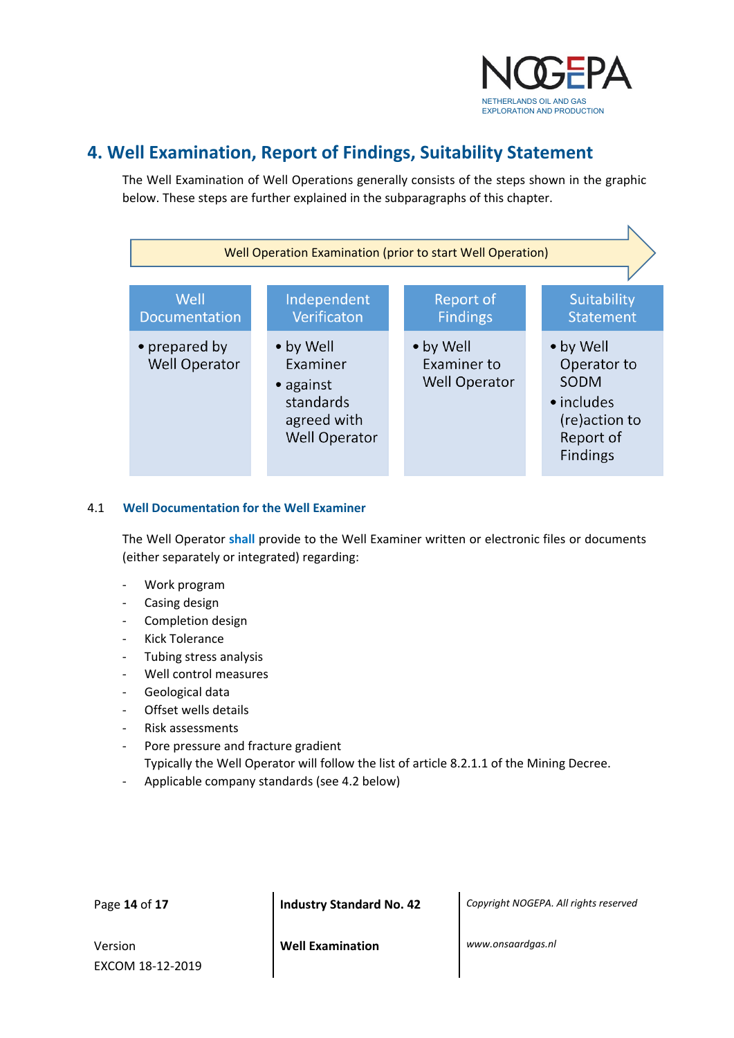# 4. Well Examination, Report of Findings, Suitability Statement

The Well Examination of Well Operations generally consists of the steps shown in the graphic below. These steps are further explained in the subparagraphs of this chapter.

Well Operation Examination (prior to start Well Operation)

| Well Documentation | Independent Verificaton | Report of Findings | Suitability Statement |
|---|---|---|---|
| • prepared by Well Operator | • by Well Examiner<br>• against standards agreed with Well Operator | • by Well Examiner to Well Operator | • by Well Operator to SODM<br>• includes (re)action to Report of Findings |

## 4.1 Well Documentation for the Well Examiner

The Well Operator **shall** provide to the Well Examiner written or electronic files or documents (either separately or integrated) regarding:

- Work program
- Casing design
- Completion design
- Kick Tolerance
- Tubing stress analysis
- Well control measures
- Geological data
- Offset wells details
- Risk assessments
- Pore pressure and fracture gradient
  Typically the Well Operator will follow the list of article 8.2.1.1 of the Mining Decree.
- Applicable company standards (see 4.2 below)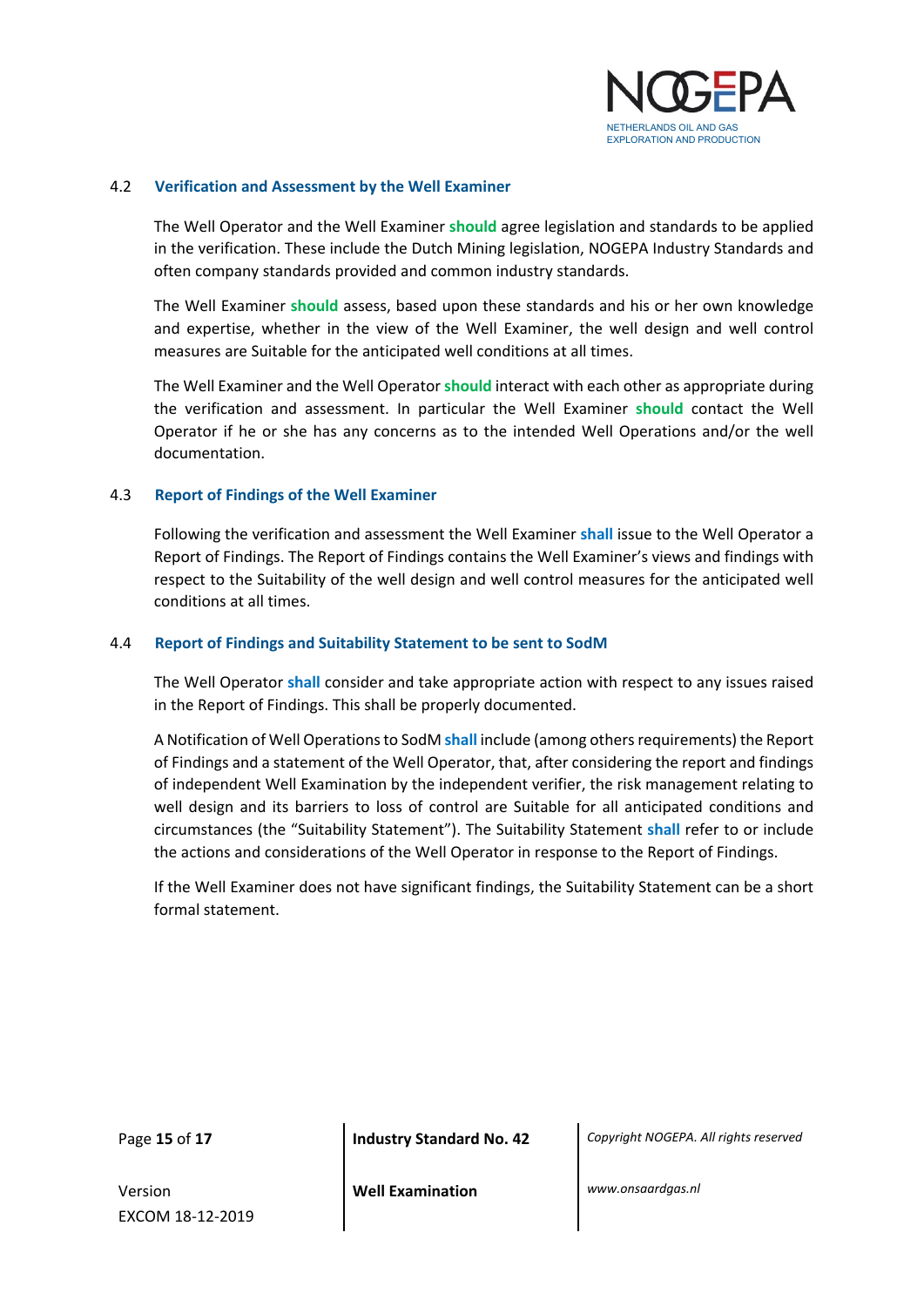### 4.2 Verification and Assessment by the Well Examiner

The Well Operator and the Well Examiner **should** agree legislation and standards to be applied in the verification. These include the Dutch Mining legislation, NOGEPA Industry Standards and often company standards provided and common industry standards.

The Well Examiner **should** assess, based upon these standards and his or her own knowledge and expertise, whether in the view of the Well Examiner, the well design and well control measures are Suitable for the anticipated well conditions at all times.

The Well Examiner and the Well Operator **should** interact with each other as appropriate during the verification and assessment. In particular the Well Examiner **should** contact the Well Operator if he or she has any concerns as to the intended Well Operations and/or the well documentation.

### 4.3 Report of Findings of the Well Examiner

Following the verification and assessment the Well Examiner **shall** issue to the Well Operator a Report of Findings. The Report of Findings contains the Well Examiner's views and findings with respect to the Suitability of the well design and well control measures for the anticipated well conditions at all times.

### 4.4 Report of Findings and Suitability Statement to be sent to SodM

The Well Operator **shall** consider and take appropriate action with respect to any issues raised in the Report of Findings. This shall be properly documented.

A Notification of Well Operations to SodM **shall** include (among others requirements) the Report of Findings and a statement of the Well Operator, that, after considering the report and findings of independent Well Examination by the independent verifier, the risk management relating to well design and its barriers to loss of control are Suitable for all anticipated conditions and circumstances (the "Suitability Statement"). The Suitability Statement **shall** refer to or include the actions and considerations of the Well Operator in response to the Report of Findings.

If the Well Examiner does not have significant findings, the Suitability Statement can be a short formal statement.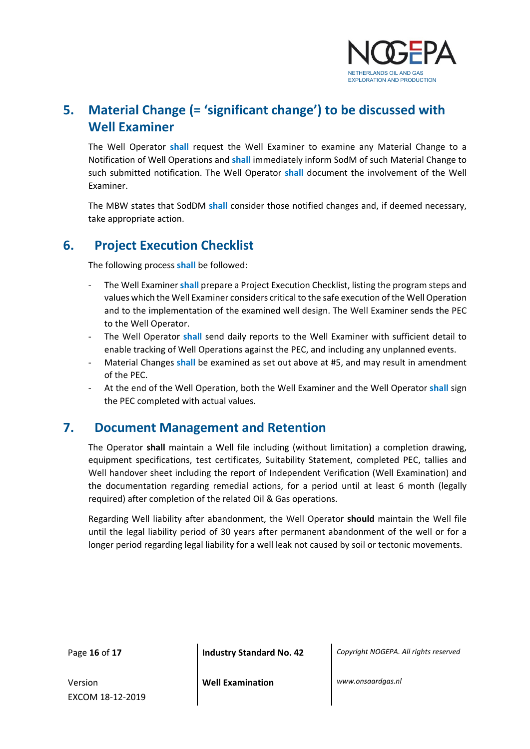## 5. Material Change (= 'significant change') to be discussed with Well Examiner

The Well Operator **shall** request the Well Examiner to examine any Material Change to a Notification of Well Operations and **shall** immediately inform SodM of such Material Change to such submitted notification. The Well Operator **shall** document the involvement of the Well Examiner.

The MBW states that SodDM **shall** consider those notified changes and, if deemed necessary, take appropriate action.

## 6. Project Execution Checklist

The following process **shall** be followed:

- The Well Examiner **shall** prepare a Project Execution Checklist, listing the program steps and values which the Well Examiner considers critical to the safe execution of the Well Operation and to the implementation of the examined well design. The Well Examiner sends the PEC to the Well Operator.
- The Well Operator **shall** send daily reports to the Well Examiner with sufficient detail to enable tracking of Well Operations against the PEC, and including any unplanned events.
- Material Changes **shall** be examined as set out above at #5, and may result in amendment of the PEC.
- At the end of the Well Operation, both the Well Examiner and the Well Operator **shall** sign the PEC completed with actual values.

## 7. Document Management and Retention

The Operator **shall** maintain a Well file including (without limitation) a completion drawing, equipment specifications, test certificates, Suitability Statement, completed PEC, tallies and Well handover sheet including the report of Independent Verification (Well Examination) and the documentation regarding remedial actions, for a period until at least 6 month (legally required) after completion of the related Oil & Gas operations.

Regarding Well liability after abandonment, the Well Operator **should** maintain the Well file until the legal liability period of 30 years after permanent abandonment of the well or for a longer period regarding legal liability for a well leak not caused by soil or tectonic movements.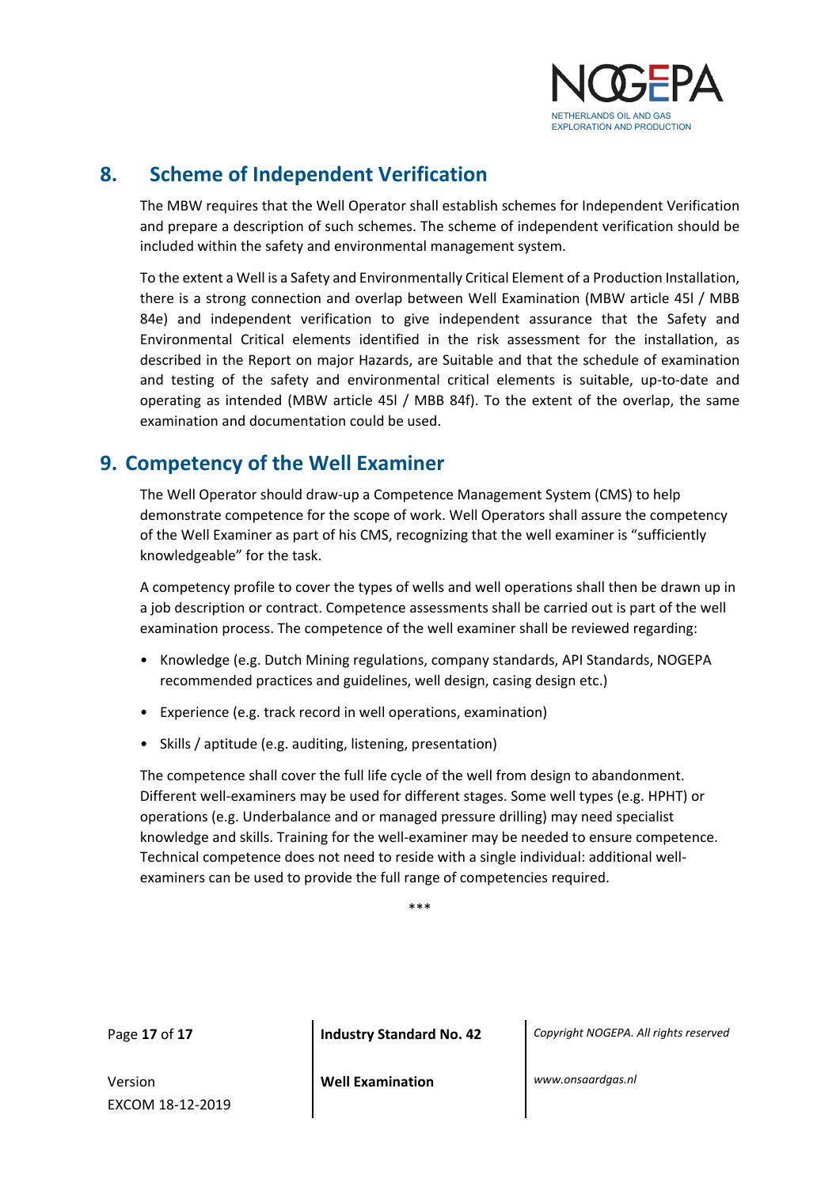## 8. Scheme of Independent Verification

The MBW requires that the Well Operator shall establish schemes for Independent Verification and prepare a description of such schemes. The scheme of independent verification should be included within the safety and environmental management system.

To the extent a Well is a Safety and Environmentally Critical Element of a Production Installation, there is a strong connection and overlap between Well Examination (MBW article 45l / MBB 84e) and independent verification to give independent assurance that the Safety and Environmental Critical elements identified in the risk assessment for the installation, as described in the Report on major Hazards, are Suitable and that the schedule of examination and testing of the safety and environmental critical elements is suitable, up-to-date and operating as intended (MBW article 45l / MBB 84f). To the extent of the overlap, the same examination and documentation could be used.

## 9. Competency of the Well Examiner

The Well Operator should draw-up a Competence Management System (CMS) to help demonstrate competence for the scope of work. Well Operators shall assure the competency of the Well Examiner as part of his CMS, recognizing that the well examiner is "sufficiently knowledgeable" for the task.

A competency profile to cover the types of wells and well operations shall then be drawn up in a job description or contract. Competence assessments shall be carried out is part of the well examination process. The competence of the well examiner shall be reviewed regarding:

- Knowledge (e.g. Dutch Mining regulations, company standards, API Standards, NOGEPA recommended practices and guidelines, well design, casing design etc.)
- Experience (e.g. track record in well operations, examination)
- Skills / aptitude (e.g. auditing, listening, presentation)

The competence shall cover the full life cycle of the well from design to abandonment. Different well-examiners may be used for different stages. Some well types (e.g. HPHT) or operations (e.g. Underbalance and or managed pressure drilling) may need specialist knowledge and skills. Training for the well-examiner may be needed to ensure competence. Technical competence does not need to reside with a single individual: additional well-examiners can be used to provide the full range of competencies required.

***